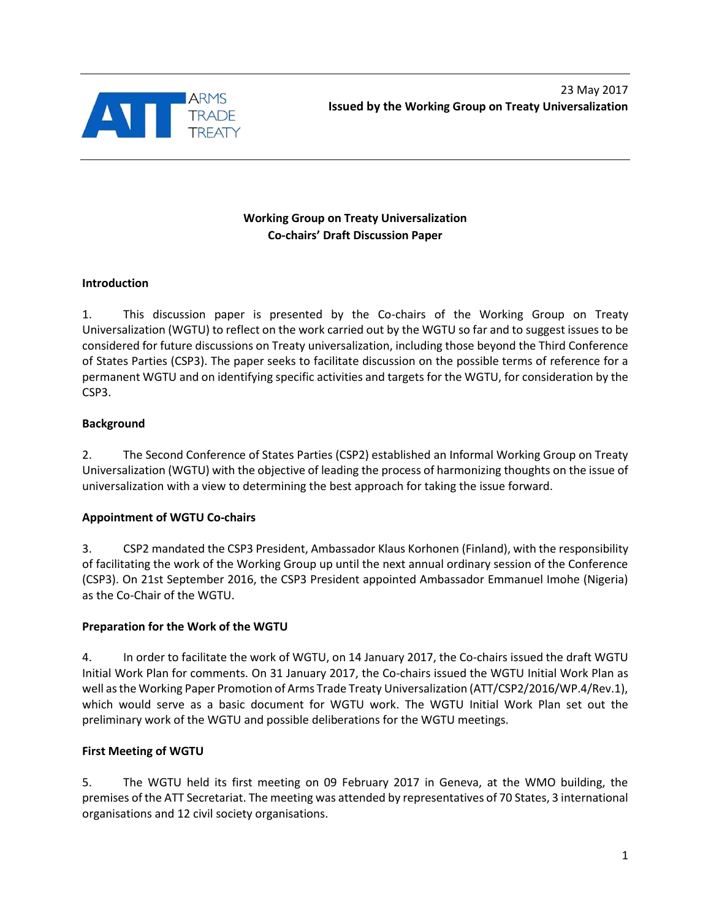ARMS TRADE TREATY

23 May 2017
**Issued by the Working Group on Treaty Universalization**

**Working Group on Treaty Universalization**
**Co-chairs' Draft Discussion Paper**

## Introduction

1. This discussion paper is presented by the Co-chairs of the Working Group on Treaty Universalization (WGTU) to reflect on the work carried out by the WGTU so far and to suggest issues to be considered for future discussions on Treaty universalization, including those beyond the Third Conference of States Parties (CSP3). The paper seeks to facilitate discussion on the possible terms of reference for a permanent WGTU and on identifying specific activities and targets for the WGTU, for consideration by the CSP3.

## Background

2. The Second Conference of States Parties (CSP2) established an Informal Working Group on Treaty Universalization (WGTU) with the objective of leading the process of harmonizing thoughts on the issue of universalization with a view to determining the best approach for taking the issue forward.

## Appointment of WGTU Co-chairs

3. CSP2 mandated the CSP3 President, Ambassador Klaus Korhonen (Finland), with the responsibility of facilitating the work of the Working Group up until the next annual ordinary session of the Conference (CSP3). On 21st September 2016, the CSP3 President appointed Ambassador Emmanuel Imohe (Nigeria) as the Co-Chair of the WGTU.

## Preparation for the Work of the WGTU

4. In order to facilitate the work of WGTU, on 14 January 2017, the Co-chairs issued the draft WGTU Initial Work Plan for comments. On 31 January 2017, the Co-chairs issued the WGTU Initial Work Plan as well as the Working Paper Promotion of Arms Trade Treaty Universalization (ATT/CSP2/2016/WP.4/Rev.1), which would serve as a basic document for WGTU work. The WGTU Initial Work Plan set out the preliminary work of the WGTU and possible deliberations for the WGTU meetings.

## First Meeting of WGTU

5. The WGTU held its first meeting on 09 February 2017 in Geneva, at the WMO building, the premises of the ATT Secretariat. The meeting was attended by representatives of 70 States, 3 international organisations and 12 civil society organisations.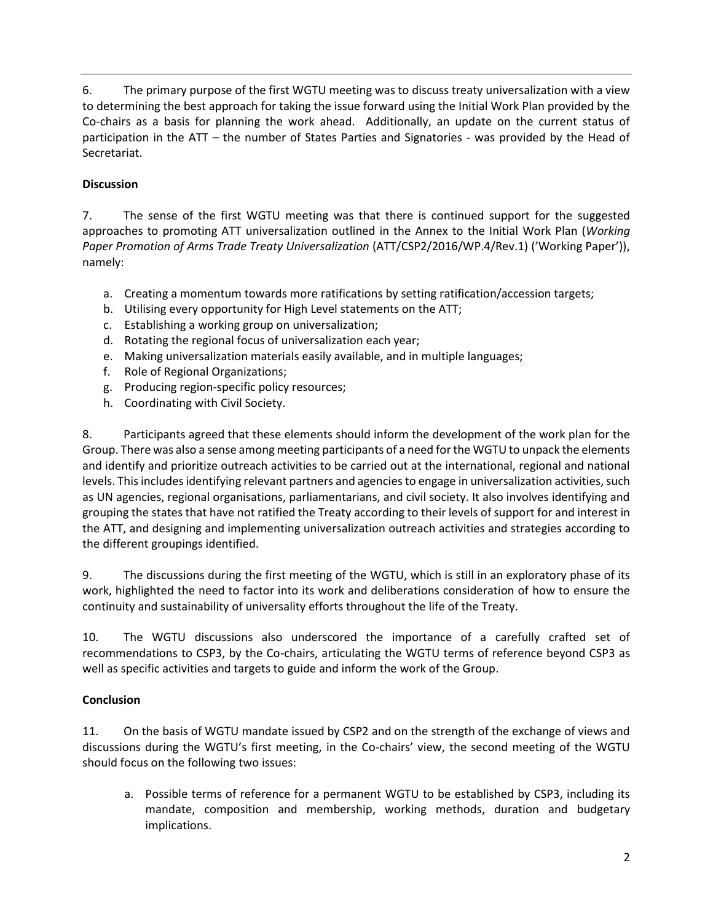6. The primary purpose of the first WGTU meeting was to discuss treaty universalization with a view to determining the best approach for taking the issue forward using the Initial Work Plan provided by the Co-chairs as a basis for planning the work ahead. Additionally, an update on the current status of participation in the ATT – the number of States Parties and Signatories - was provided by the Head of Secretariat.

**Discussion**

7. The sense of the first WGTU meeting was that there is continued support for the suggested approaches to promoting ATT universalization outlined in the Annex to the Initial Work Plan (*Working Paper Promotion of Arms Trade Treaty Universalization* (ATT/CSP2/2016/WP.4/Rev.1) ('Working Paper')), namely:

a. Creating a momentum towards more ratifications by setting ratification/accession targets;
b. Utilising every opportunity for High Level statements on the ATT;
c. Establishing a working group on universalization;
d. Rotating the regional focus of universalization each year;
e. Making universalization materials easily available, and in multiple languages;
f. Role of Regional Organizations;
g. Producing region-specific policy resources;
h. Coordinating with Civil Society.

8. Participants agreed that these elements should inform the development of the work plan for the Group. There was also a sense among meeting participants of a need for the WGTU to unpack the elements and identify and prioritize outreach activities to be carried out at the international, regional and national levels. This includes identifying relevant partners and agencies to engage in universalization activities, such as UN agencies, regional organisations, parliamentarians, and civil society. It also involves identifying and grouping the states that have not ratified the Treaty according to their levels of support for and interest in the ATT, and designing and implementing universalization outreach activities and strategies according to the different groupings identified.

9. The discussions during the first meeting of the WGTU, which is still in an exploratory phase of its work, highlighted the need to factor into its work and deliberations consideration of how to ensure the continuity and sustainability of universality efforts throughout the life of the Treaty.

10. The WGTU discussions also underscored the importance of a carefully crafted set of recommendations to CSP3, by the Co-chairs, articulating the WGTU terms of reference beyond CSP3 as well as specific activities and targets to guide and inform the work of the Group.

**Conclusion**

11. On the basis of WGTU mandate issued by CSP2 and on the strength of the exchange of views and discussions during the WGTU's first meeting, in the Co-chairs' view, the second meeting of the WGTU should focus on the following two issues:

a. Possible terms of reference for a permanent WGTU to be established by CSP3, including its mandate, composition and membership, working methods, duration and budgetary implications.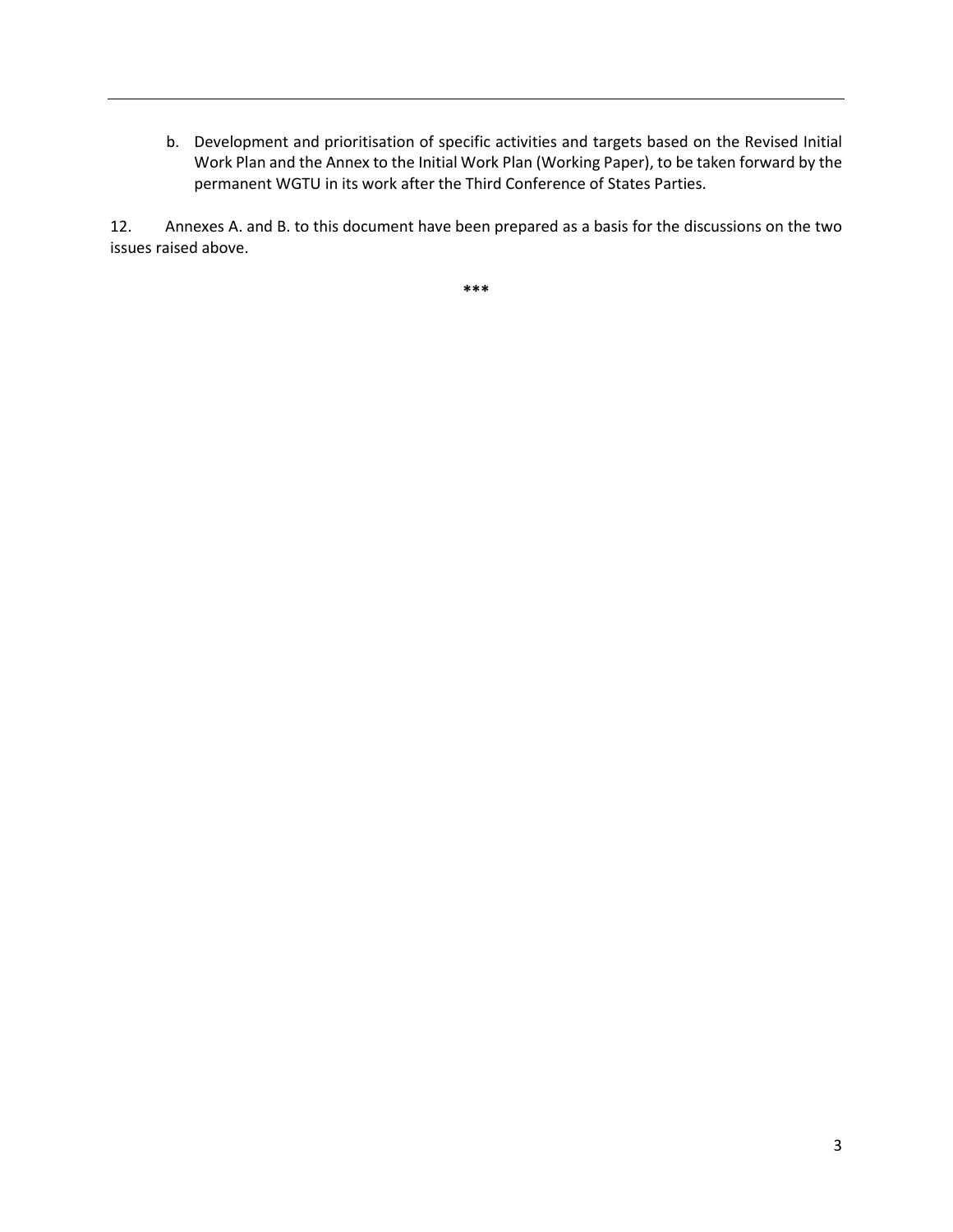b. Development and prioritisation of specific activities and targets based on the Revised Initial Work Plan and the Annex to the Initial Work Plan (Working Paper), to be taken forward by the permanent WGTU in its work after the Third Conference of States Parties.

12. Annexes A. and B. to this document have been prepared as a basis for the discussions on the two issues raised above.

***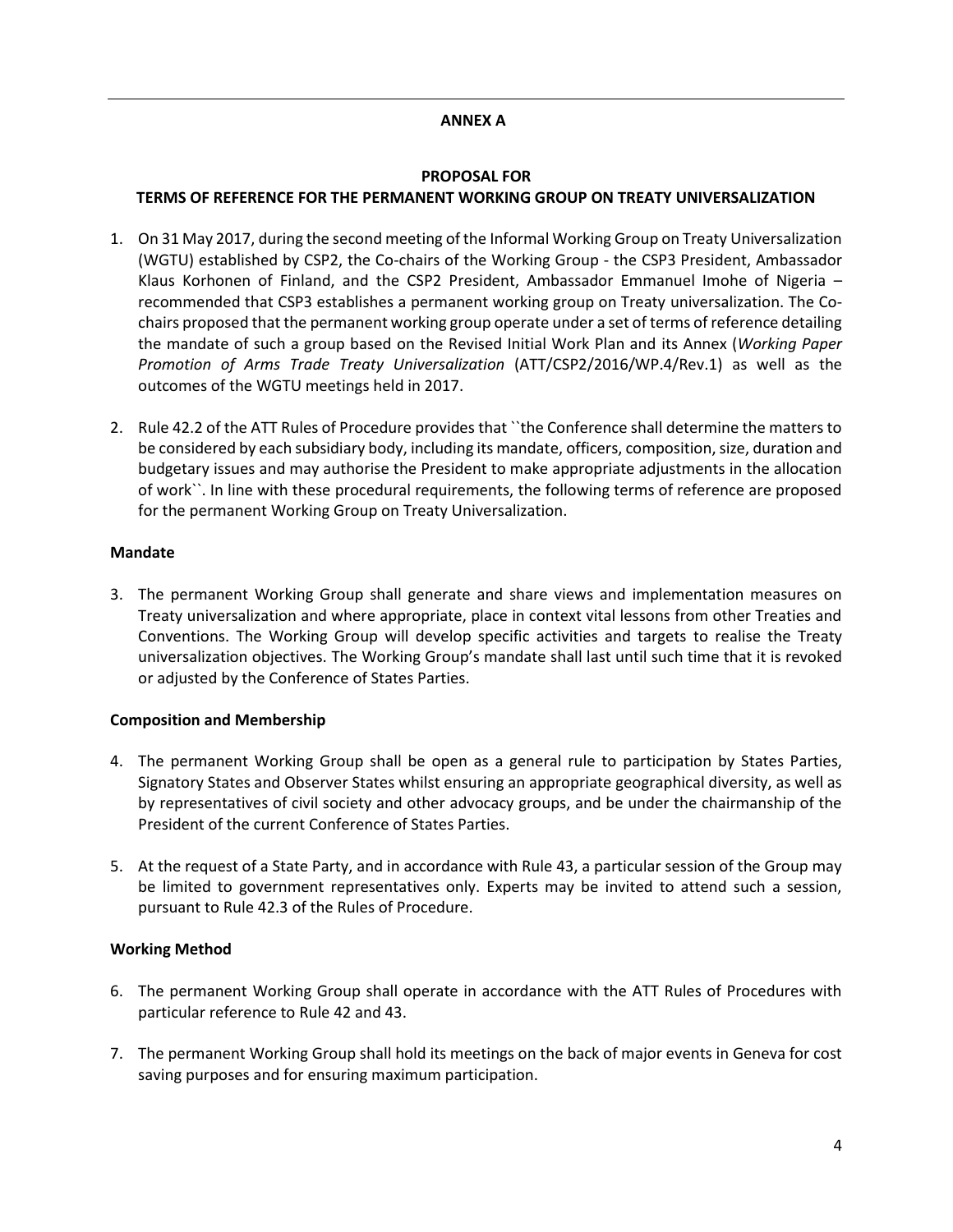## ANNEX A

### PROPOSAL FOR
### TERMS OF REFERENCE FOR THE PERMANENT WORKING GROUP ON TREATY UNIVERSALIZATION

1. On 31 May 2017, during the second meeting of the Informal Working Group on Treaty Universalization (WGTU) established by CSP2, the Co-chairs of the Working Group - the CSP3 President, Ambassador Klaus Korhonen of Finland, and the CSP2 President, Ambassador Emmanuel Imohe of Nigeria – recommended that CSP3 establishes a permanent working group on Treaty universalization. The Co-chairs proposed that the permanent working group operate under a set of terms of reference detailing the mandate of such a group based on the Revised Initial Work Plan and its Annex (*Working Paper Promotion of Arms Trade Treaty Universalization* (ATT/CSP2/2016/WP.4/Rev.1) as well as the outcomes of the WGTU meetings held in 2017.

2. Rule 42.2 of the ATT Rules of Procedure provides that ``the Conference shall determine the matters to be considered by each subsidiary body, including its mandate, officers, composition, size, duration and budgetary issues and may authorise the President to make appropriate adjustments in the allocation of work``. In line with these procedural requirements, the following terms of reference are proposed for the permanent Working Group on Treaty Universalization.

**Mandate**

3. The permanent Working Group shall generate and share views and implementation measures on Treaty universalization and where appropriate, place in context vital lessons from other Treaties and Conventions. The Working Group will develop specific activities and targets to realise the Treaty universalization objectives. The Working Group's mandate shall last until such time that it is revoked or adjusted by the Conference of States Parties.

**Composition and Membership**

4. The permanent Working Group shall be open as a general rule to participation by States Parties, Signatory States and Observer States whilst ensuring an appropriate geographical diversity, as well as by representatives of civil society and other advocacy groups, and be under the chairmanship of the President of the current Conference of States Parties.

5. At the request of a State Party, and in accordance with Rule 43, a particular session of the Group may be limited to government representatives only. Experts may be invited to attend such a session, pursuant to Rule 42.3 of the Rules of Procedure.

**Working Method**

6. The permanent Working Group shall operate in accordance with the ATT Rules of Procedures with particular reference to Rule 42 and 43.

7. The permanent Working Group shall hold its meetings on the back of major events in Geneva for cost saving purposes and for ensuring maximum participation.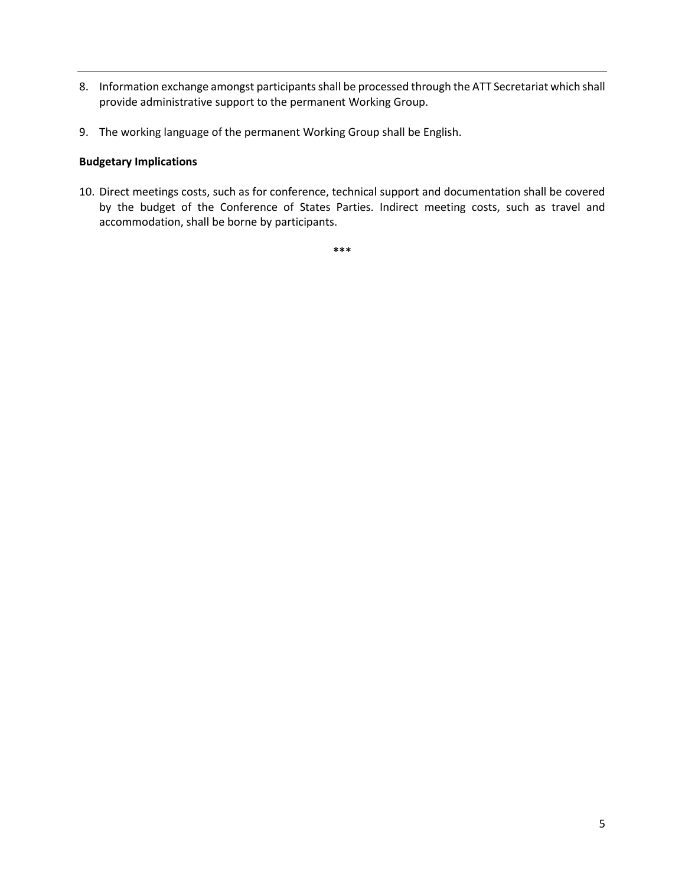8. Information exchange amongst participants shall be processed through the ATT Secretariat which shall provide administrative support to the permanent Working Group.

9. The working language of the permanent Working Group shall be English.

**Budgetary Implications**

10. Direct meetings costs, such as for conference, technical support and documentation shall be covered by the budget of the Conference of States Parties. Indirect meeting costs, such as travel and accommodation, shall be borne by participants.

***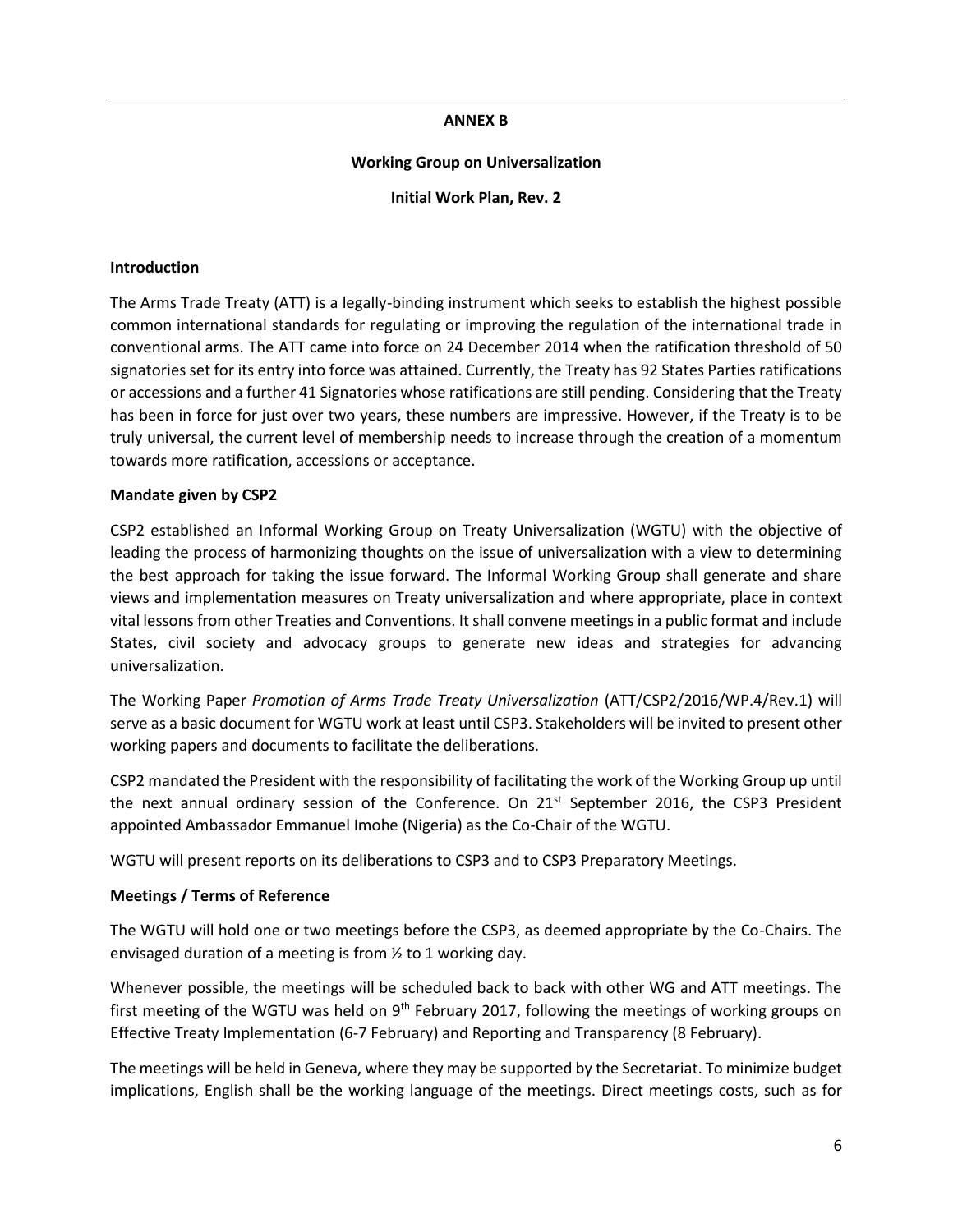**ANNEX B**

**Working Group on Universalization**

**Initial Work Plan, Rev. 2**

**Introduction**

The Arms Trade Treaty (ATT) is a legally-binding instrument which seeks to establish the highest possible common international standards for regulating or improving the regulation of the international trade in conventional arms. The ATT came into force on 24 December 2014 when the ratification threshold of 50 signatories set for its entry into force was attained. Currently, the Treaty has 92 States Parties ratifications or accessions and a further 41 Signatories whose ratifications are still pending. Considering that the Treaty has been in force for just over two years, these numbers are impressive. However, if the Treaty is to be truly universal, the current level of membership needs to increase through the creation of a momentum towards more ratification, accessions or acceptance.

**Mandate given by CSP2**

CSP2 established an Informal Working Group on Treaty Universalization (WGTU) with the objective of leading the process of harmonizing thoughts on the issue of universalization with a view to determining the best approach for taking the issue forward. The Informal Working Group shall generate and share views and implementation measures on Treaty universalization and where appropriate, place in context vital lessons from other Treaties and Conventions. It shall convene meetings in a public format and include States, civil society and advocacy groups to generate new ideas and strategies for advancing universalization.

The Working Paper *Promotion of Arms Trade Treaty Universalization* (ATT/CSP2/2016/WP.4/Rev.1) will serve as a basic document for WGTU work at least until CSP3. Stakeholders will be invited to present other working papers and documents to facilitate the deliberations.

CSP2 mandated the President with the responsibility of facilitating the work of the Working Group up until the next annual ordinary session of the Conference. On 21st September 2016, the CSP3 President appointed Ambassador Emmanuel Imohe (Nigeria) as the Co-Chair of the WGTU.

WGTU will present reports on its deliberations to CSP3 and to CSP3 Preparatory Meetings.

**Meetings / Terms of Reference**

The WGTU will hold one or two meetings before the CSP3, as deemed appropriate by the Co-Chairs. The envisaged duration of a meeting is from ½ to 1 working day.

Whenever possible, the meetings will be scheduled back to back with other WG and ATT meetings. The first meeting of the WGTU was held on 9th February 2017, following the meetings of working groups on Effective Treaty Implementation (6-7 February) and Reporting and Transparency (8 February).

The meetings will be held in Geneva, where they may be supported by the Secretariat. To minimize budget implications, English shall be the working language of the meetings. Direct meetings costs, such as for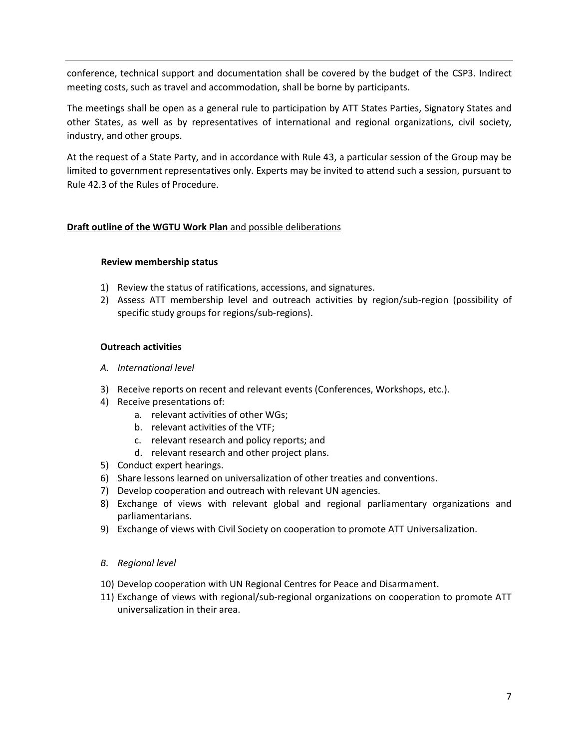conference, technical support and documentation shall be covered by the budget of the CSP3. Indirect meeting costs, such as travel and accommodation, shall be borne by participants.

The meetings shall be open as a general rule to participation by ATT States Parties, Signatory States and other States, as well as by representatives of international and regional organizations, civil society, industry, and other groups.

At the request of a State Party, and in accordance with Rule 43, a particular session of the Group may be limited to government representatives only. Experts may be invited to attend such a session, pursuant to Rule 42.3 of the Rules of Procedure.

**Draft outline of the WGTU Work Plan** and possible deliberations

**Review membership status**

1) Review the status of ratifications, accessions, and signatures.
2) Assess ATT membership level and outreach activities by region/sub-region (possibility of specific study groups for regions/sub-regions).

**Outreach activities**

*A. International level*

3) Receive reports on recent and relevant events (Conferences, Workshops, etc.).
4) Receive presentations of:
   a. relevant activities of other WGs;
   b. relevant activities of the VTF;
   c. relevant research and policy reports; and
   d. relevant research and other project plans.
5) Conduct expert hearings.
6) Share lessons learned on universalization of other treaties and conventions.
7) Develop cooperation and outreach with relevant UN agencies.
8) Exchange of views with relevant global and regional parliamentary organizations and parliamentarians.
9) Exchange of views with Civil Society on cooperation to promote ATT Universalization.

*B. Regional level*

10) Develop cooperation with UN Regional Centres for Peace and Disarmament.
11) Exchange of views with regional/sub-regional organizations on cooperation to promote ATT universalization in their area.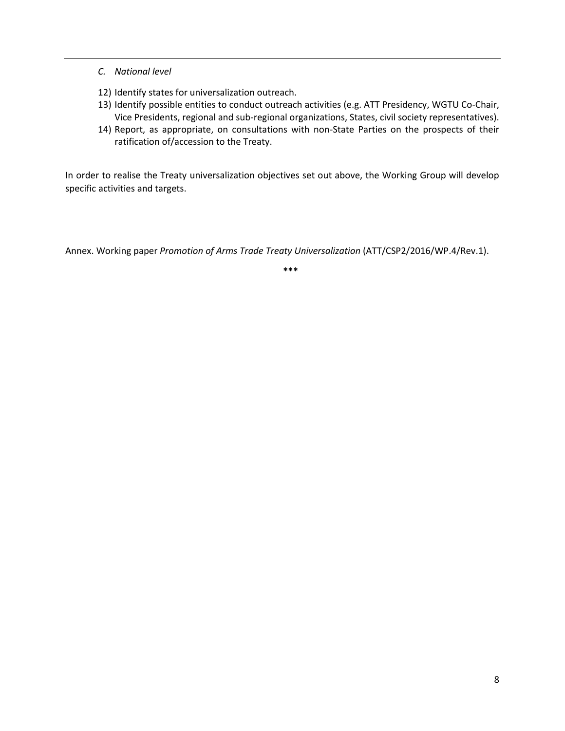*C. National level*

12) Identify states for universalization outreach.
13) Identify possible entities to conduct outreach activities (e.g. ATT Presidency, WGTU Co-Chair, Vice Presidents, regional and sub-regional organizations, States, civil society representatives).
14) Report, as appropriate, on consultations with non-State Parties on the prospects of their ratification of/accession to the Treaty.

In order to realise the Treaty universalization objectives set out above, the Working Group will develop specific activities and targets.

Annex. Working paper *Promotion of Arms Trade Treaty Universalization* (ATT/CSP2/2016/WP.4/Rev.1).

***